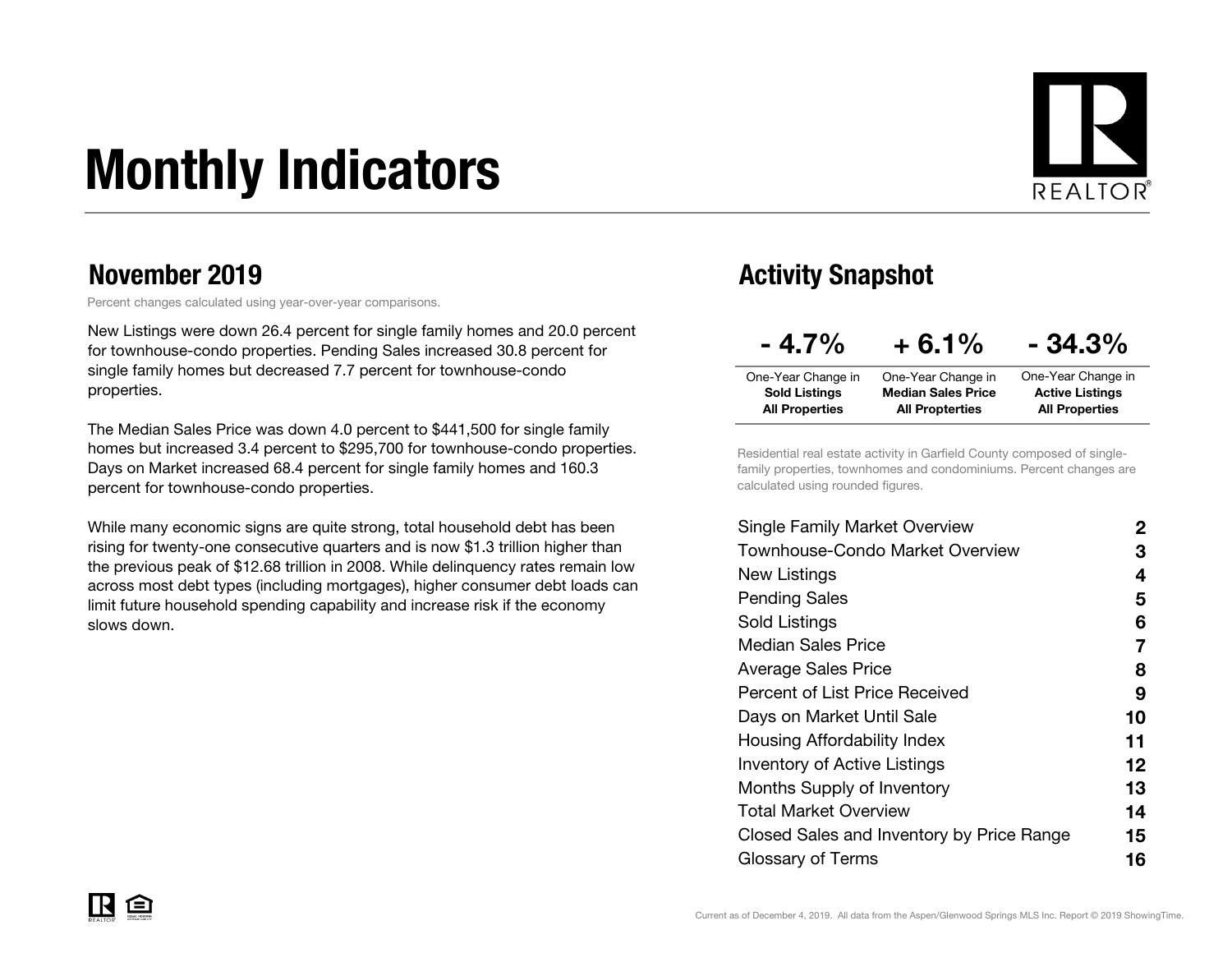# Monthly Indicators

## November 2019

Percent changes calculated using year-over-year comparisons.

New Listings were down 26.4 percent for single family homes and 20.0 percent for townhouse-condo properties. Pending Sales increased 30.8 percent for single family homes but decreased 7.7 percent for townhouse-condo properties.

The Median Sales Price was down 4.0 percent to $441,500 for single family homes but increased 3.4 percent to $295,700 for townhouse-condo properties. Days on Market increased 68.4 percent for single family homes and 160.3 percent for townhouse-condo properties.

While many economic signs are quite strong, total household debt has been rising for twenty-one consecutive quarters and is now $1.3 trillion higher than the previous peak of $12.68 trillion in 2008. While delinquency rates remain low across most debt types (including mortgages), higher consumer debt loads can limit future household spending capability and increase risk if the economy slows down.

## Activity Snapshot

| - 4.7% | + 6.1% | - 34.3% |
| --- | --- | --- |
| One-Year Change in **Sold Listings All Properties** | One-Year Change in **Median Sales Price All Properties** | One-Year Change in **Active Listings All Properties** |

Residential real estate activity in Garfield County composed of single-family properties, townhomes and condominiums. Percent changes are calculated using rounded figures.

| | |
| --- | --- |
| Single Family Market Overview | 2 |
| Townhouse-Condo Market Overview | 3 |
| New Listings | 4 |
| Pending Sales | 5 |
| Sold Listings | 6 |
| Median Sales Price | 7 |
| Average Sales Price | 8 |
| Percent of List Price Received | 9 |
| Days on Market Until Sale | 10 |
| Housing Affordability Index | 11 |
| Inventory of Active Listings | 12 |
| Months Supply of Inventory | 13 |
| Total Market Overview | 14 |
| Closed Sales and Inventory by Price Range | 15 |
| Glossary of Terms | 16 |

Current as of December 4, 2019. All data from the Aspen/Glenwood Springs MLS Inc. Report © 2019 ShowingTime.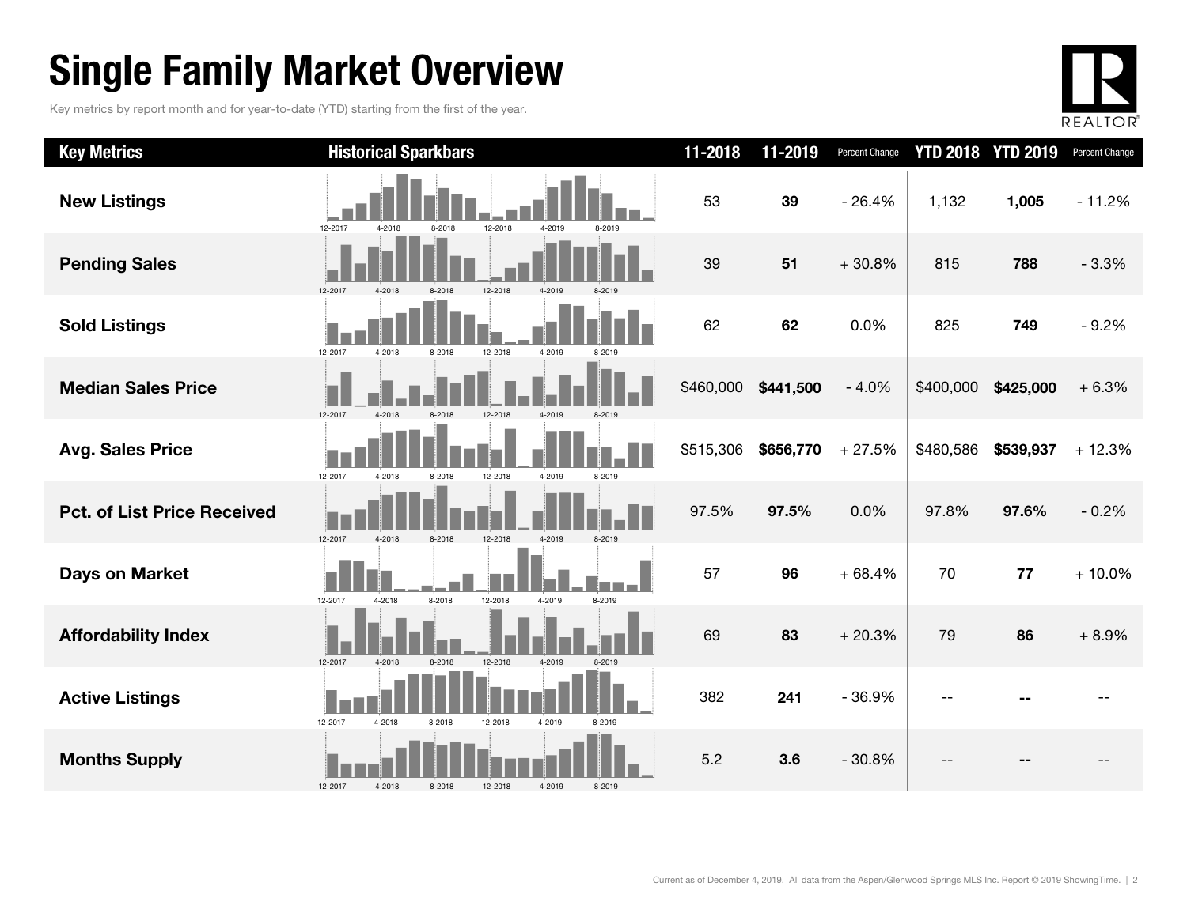# Single Family Market Overview

Key metrics by report month and for year-to-date (YTD) starting from the first of the year.

| Key Metrics | Historical Sparkbars | 11-2018 | 11-2019 | Percent Change | YTD 2018 | YTD 2019 | Percent Change |
|---|---|---|---|---|---|---|---|
| New Listings | 12-2017 4-2018 8-2018 12-2018 4-2019 8-2019 | 53 | **39** | - 26.4% | 1,132 | **1,005** | - 11.2% |
| Pending Sales | 12-2017 4-2018 8-2018 12-2018 4-2019 8-2019 | 39 | **51** | + 30.8% | 815 | **788** | - 3.3% |
| Sold Listings | 12-2017 4-2018 8-2018 12-2018 4-2019 8-2019 | 62 | **62** | 0.0% | 825 | **749** | - 9.2% |
| Median Sales Price | 12-2017 4-2018 8-2018 12-2018 4-2019 8-2019 | $460,000 | **$441,500** | - 4.0% | $400,000 | **$425,000** | + 6.3% |
| Avg. Sales Price | 12-2017 4-2018 8-2018 12-2018 4-2019 8-2019 | $515,306 | **$656,770** | + 27.5% | $480,586 | **$539,937** | + 12.3% |
| Pct. of List Price Received | 12-2017 4-2018 8-2018 12-2018 4-2019 8-2019 | 97.5% | **97.5%** | 0.0% | 97.8% | **97.6%** | - 0.2% |
| Days on Market | 12-2017 4-2018 8-2018 12-2018 4-2019 8-2019 | 57 | **96** | + 68.4% | 70 | **77** | + 10.0% |
| Affordability Index | 12-2017 4-2018 8-2018 12-2018 4-2019 8-2019 | 69 | **83** | + 20.3% | 79 | **86** | + 8.9% |
| Active Listings | 12-2017 4-2018 8-2018 12-2018 4-2019 8-2019 | 382 | **241** | - 36.9% | -- | **--** | -- |
| Months Supply | 12-2017 4-2018 8-2018 12-2018 4-2019 8-2019 | 5.2 | **3.6** | - 30.8% | -- | **--** | -- |

Current as of December 4, 2019. All data from the Aspen/Glenwood Springs MLS Inc. Report © 2019 ShowingTime.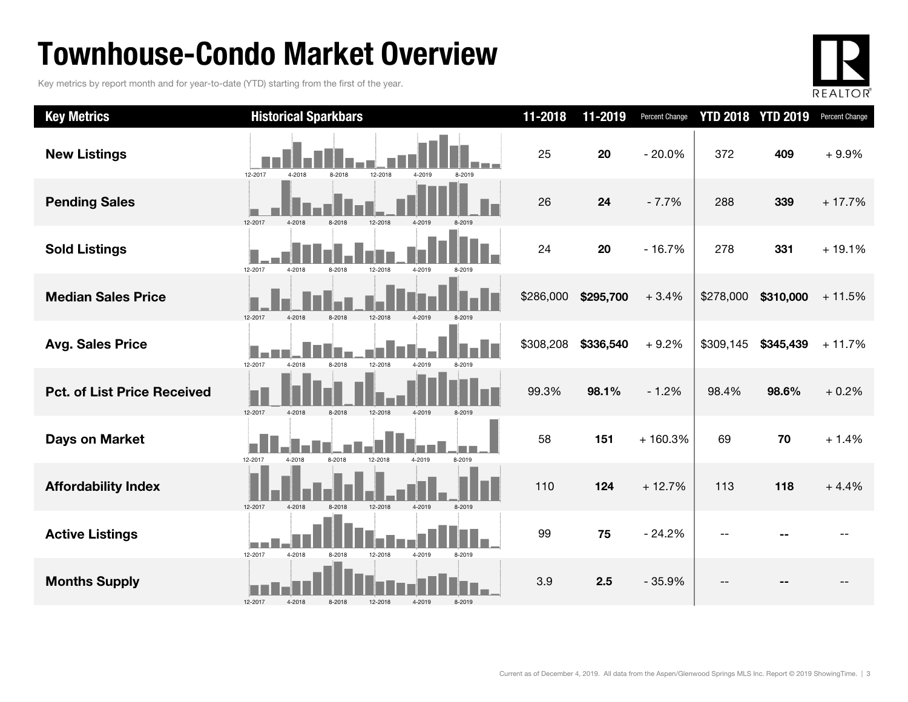# Townhouse-Condo Market Overview

Key metrics by report month and for year-to-date (YTD) starting from the first of the year.

| Key Metrics | Historical Sparkbars | 11-2018 | 11-2019 | Percent Change | YTD 2018 | YTD 2019 | Percent Change |
|---|---|---|---|---|---|---|---|
| New Listings | 12-2017 4-2018 8-2018 12-2018 4-2019 8-2019 | 25 | **20** | - 20.0% | 372 | **409** | + 9.9% |
| Pending Sales | 12-2017 4-2018 8-2018 12-2018 4-2019 8-2019 | 26 | **24** | - 7.7% | 288 | **339** | + 17.7% |
| Sold Listings | 12-2017 4-2018 8-2018 12-2018 4-2019 8-2019 | 24 | **20** | - 16.7% | 278 | **331** | + 19.1% |
| Median Sales Price | 12-2017 4-2018 8-2018 12-2018 4-2019 8-2019 | $286,000 | **$295,700** | + 3.4% | $278,000 | **$310,000** | + 11.5% |
| Avg. Sales Price | 12-2017 4-2018 8-2018 12-2018 4-2019 8-2019 | $308,208 | **$336,540** | + 9.2% | $309,145 | **$345,439** | + 11.7% |
| Pct. of List Price Received | 12-2017 4-2018 8-2018 12-2018 4-2019 8-2019 | 99.3% | **98.1%** | - 1.2% | 98.4% | **98.6%** | + 0.2% |
| Days on Market | 12-2017 4-2018 8-2018 12-2018 4-2019 8-2019 | 58 | **151** | + 160.3% | 69 | **70** | + 1.4% |
| Affordability Index | 12-2017 4-2018 8-2018 12-2018 4-2019 8-2019 | 110 | **124** | + 12.7% | 113 | **118** | + 4.4% |
| Active Listings | 12-2017 4-2018 8-2018 12-2018 4-2019 8-2019 | 99 | **75** | - 24.2% | -- | **--** | -- |
| Months Supply | 12-2017 4-2018 8-2018 12-2018 4-2019 8-2019 | 3.9 | **2.5** | - 35.9% | -- | **--** | -- |

Current as of December 4, 2019. All data from the Aspen/Glenwood Springs MLS Inc. Report © 2019 ShowingTime.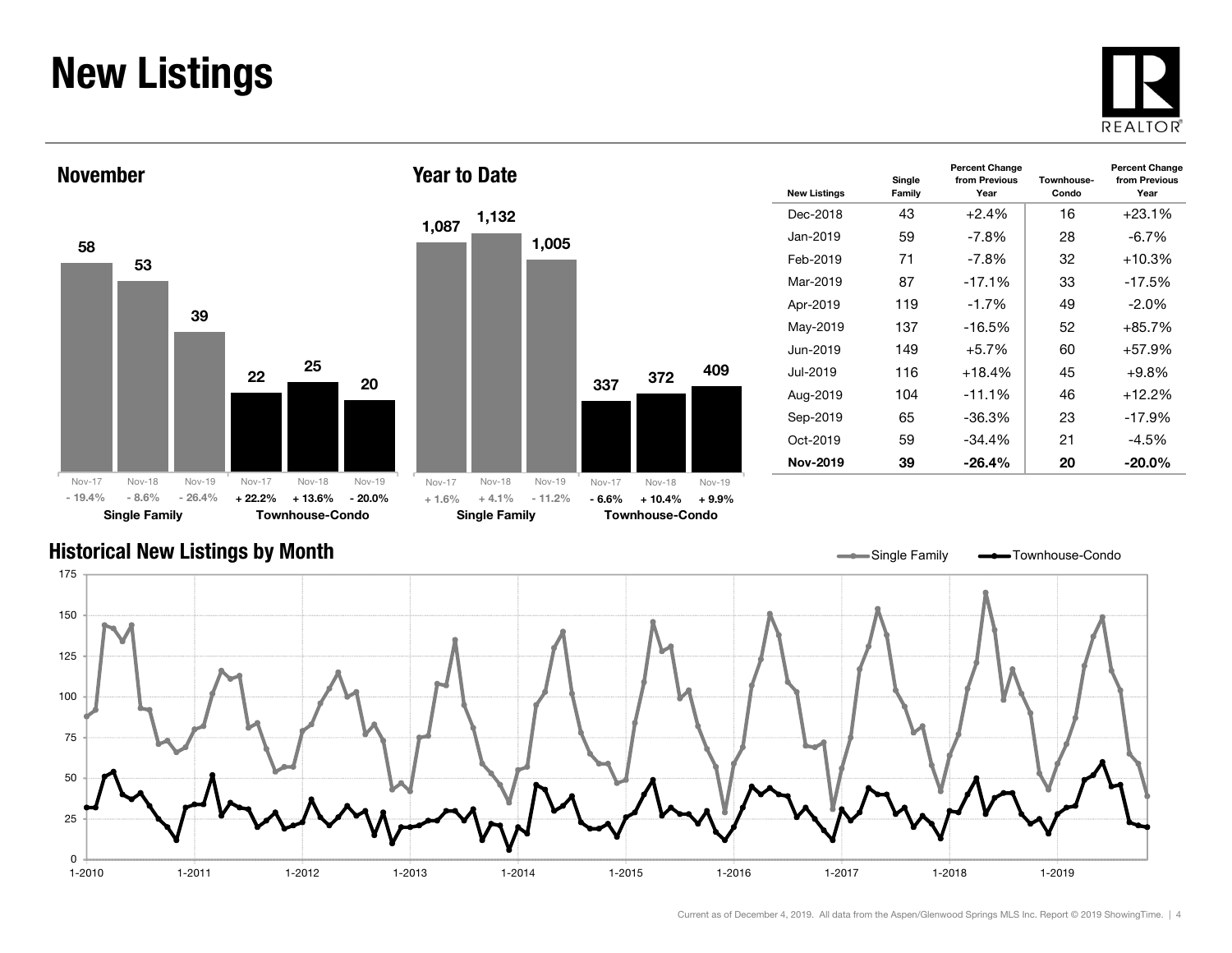# New Listings

## November

| | Nov-17 | Nov-18 | Nov-19 |
|---|---|---|---|
| Single Family | 58 | 53 | 39 |
| Percent Change | - 19.4% | - 8.6% | - 26.4% |
| Townhouse-Condo | 22 | 25 | 20 |
| Percent Change | + 22.2% | + 13.6% | - 20.0% |

## Year to Date

| | Nov-17 | Nov-18 | Nov-19 |
|---|---|---|---|
| Single Family | 1,087 | 1,132 | 1,005 |
| Percent Change | + 1.6% | + 4.1% | - 11.2% |
| Townhouse-Condo | 337 | 372 | 409 |
| Percent Change | - 6.6% | + 10.4% | + 9.9% |

| New Listings | Single Family | Percent Change from Previous Year | Townhouse-Condo | Percent Change from Previous Year |
|---|---|---|---|---|
| Dec-2018 | 43 | +2.4% | 16 | +23.1% |
| Jan-2019 | 59 | -7.8% | 28 | -6.7% |
| Feb-2019 | 71 | -7.8% | 32 | +10.3% |
| Mar-2019 | 87 | -17.1% | 33 | -17.5% |
| Apr-2019 | 119 | -1.7% | 49 | -2.0% |
| May-2019 | 137 | -16.5% | 52 | +85.7% |
| Jun-2019 | 149 | +5.7% | 60 | +57.9% |
| Jul-2019 | 116 | +18.4% | 45 | +9.8% |
| Aug-2019 | 104 | -11.1% | 46 | +12.2% |
| Sep-2019 | 65 | -36.3% | 23 | -17.9% |
| Oct-2019 | 59 | -34.4% | 21 | -4.5% |
| **Nov-2019** | **39** | **-26.4%** | **20** | **-20.0%** |

## Historical New Listings by Month

Current as of December 4, 2019. All data from the Aspen/Glenwood Springs MLS Inc. Report © 2019 ShowingTime.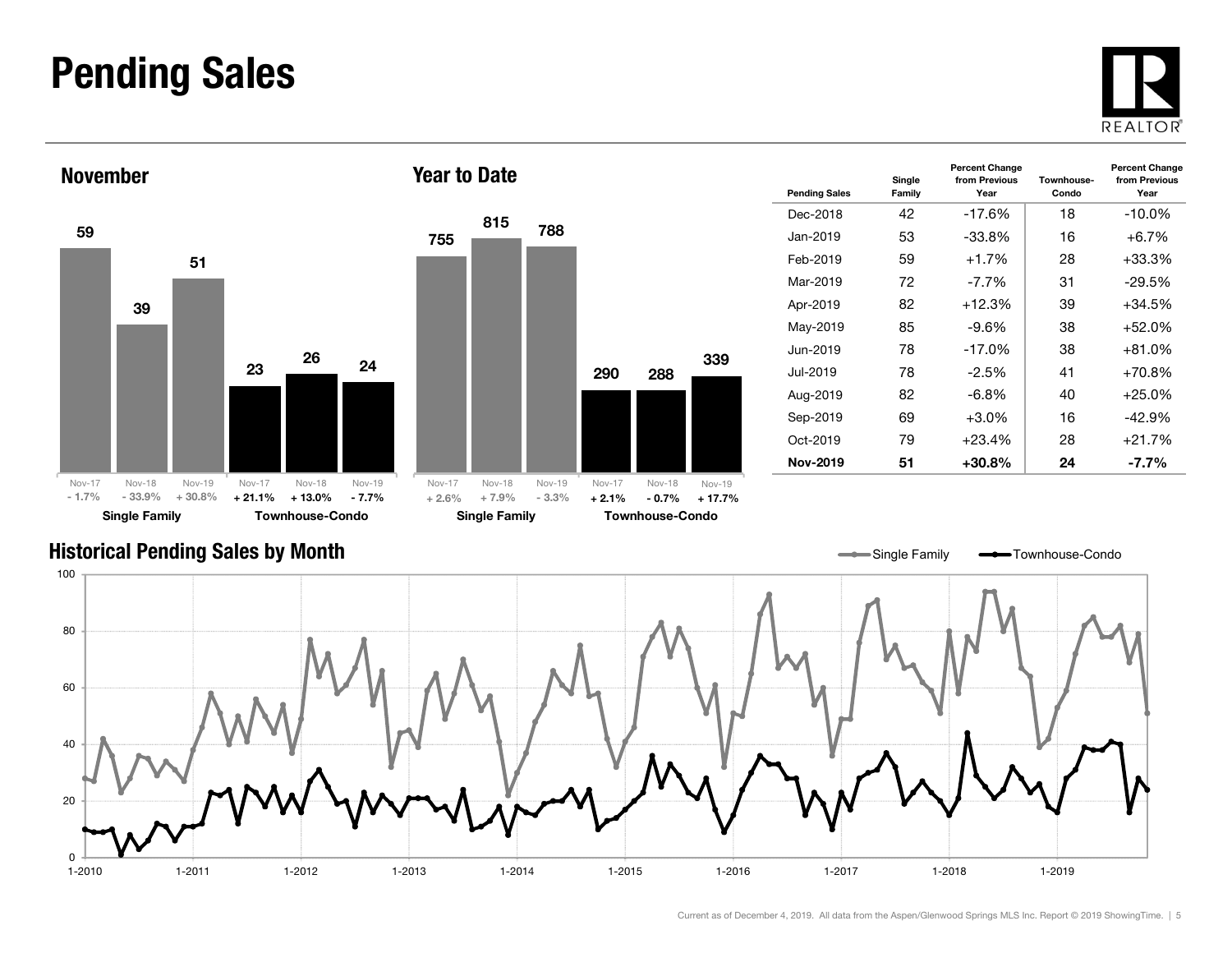# Pending Sales

## November

| | Nov-17 | Nov-18 | Nov-19 |
|---|---|---|---|
| Single Family | 59 | 39 | 51 |
| | - 1.7% | - 33.9% | + 30.8% |
| Townhouse-Condo | 23 | 26 | 24 |
| | + 21.1% | + 13.0% | - 7.7% |

## Year to Date

| | Nov-17 | Nov-18 | Nov-19 |
|---|---|---|---|
| Single Family | 755 | 815 | 788 |
| | + 2.6% | + 7.9% | - 3.3% |
| Townhouse-Condo | 290 | 288 | 339 |
| | + 2.1% | - 0.7% | + 17.7% |

| Pending Sales | Single Family | Percent Change from Previous Year | Townhouse-Condo | Percent Change from Previous Year |
|---|---|---|---|---|
| Dec-2018 | 42 | -17.6% | 18 | -10.0% |
| Jan-2019 | 53 | -33.8% | 16 | +6.7% |
| Feb-2019 | 59 | +1.7% | 28 | +33.3% |
| Mar-2019 | 72 | -7.7% | 31 | -29.5% |
| Apr-2019 | 82 | +12.3% | 39 | +34.5% |
| May-2019 | 85 | -9.6% | 38 | +52.0% |
| Jun-2019 | 78 | -17.0% | 38 | +81.0% |
| Jul-2019 | 78 | -2.5% | 41 | +70.8% |
| Aug-2019 | 82 | -6.8% | 40 | +25.0% |
| Sep-2019 | 69 | +3.0% | 16 | -42.9% |
| Oct-2019 | 79 | +23.4% | 28 | +21.7% |
| **Nov-2019** | **51** | **+30.8%** | **24** | **-7.7%** |

## Historical Pending Sales by Month

Single Family — Townhouse-Condo

Current as of December 4, 2019. All data from the Aspen/Glenwood Springs MLS Inc. Report © 2019 ShowingTime.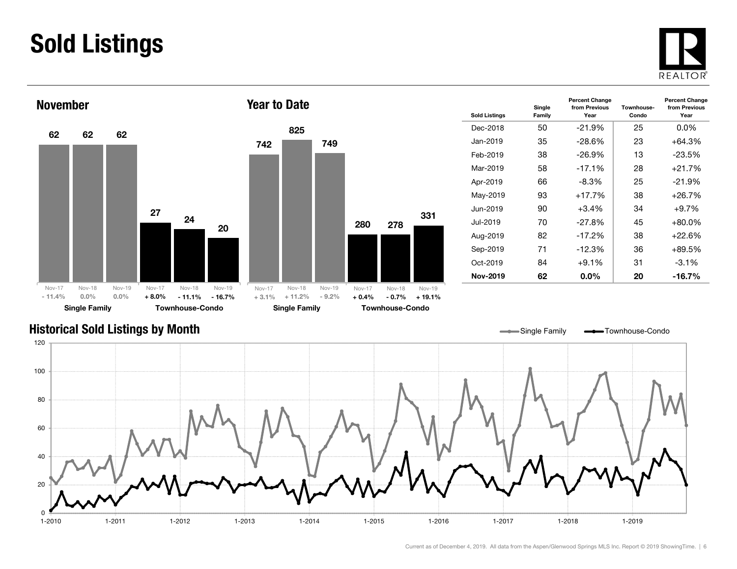# Sold Listings

## November

| | Nov-17 | Nov-18 | Nov-19 |
|---|---|---|---|
| Single Family | 62 | 62 | 62 |
| Percent Change | - 11.4% | 0.0% | 0.0% |
| Townhouse-Condo | 27 | 24 | 20 |
| Percent Change | + 8.0% | - 11.1% | - 16.7% |

## Year to Date

| | Nov-17 | Nov-18 | Nov-19 |
|---|---|---|---|
| Single Family | 742 | 825 | 749 |
| Percent Change | + 3.1% | + 11.2% | - 9.2% |
| Townhouse-Condo | 280 | 278 | 331 |
| Percent Change | + 0.4% | - 0.7% | + 19.1% |

| Sold Listings | Single Family | Percent Change from Previous Year | Townhouse-Condo | Percent Change from Previous Year |
|---|---|---|---|---|
| Dec-2018 | 50 | -21.9% | 25 | 0.0% |
| Jan-2019 | 35 | -28.6% | 23 | +64.3% |
| Feb-2019 | 38 | -26.9% | 13 | -23.5% |
| Mar-2019 | 58 | -17.1% | 28 | +21.7% |
| Apr-2019 | 66 | -8.3% | 25 | -21.9% |
| May-2019 | 93 | +17.7% | 38 | +26.7% |
| Jun-2019 | 90 | +3.4% | 34 | +9.7% |
| Jul-2019 | 70 | -27.8% | 45 | +80.0% |
| Aug-2019 | 82 | -17.2% | 38 | +22.6% |
| Sep-2019 | 71 | -12.3% | 36 | +89.5% |
| Oct-2019 | 84 | +9.1% | 31 | -3.1% |
| **Nov-2019** | **62** | **0.0%** | **20** | **-16.7%** |

## Historical Sold Listings by Month

Single Family — Townhouse-Condo

Current as of December 4, 2019. All data from the Aspen/Glenwood Springs MLS Inc. Report © 2019 ShowingTime.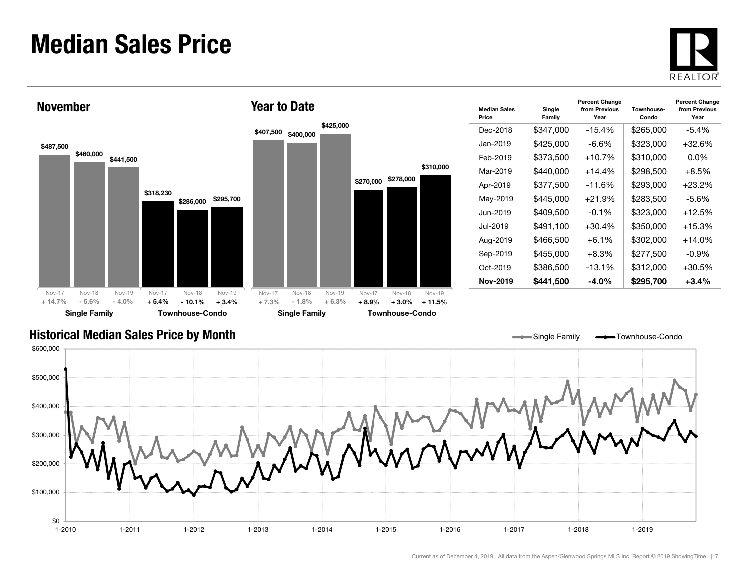# Median Sales Price

## November

| | Nov-17 | Nov-18 | Nov-19 |
|---|---|---|---|
| Single Family | $487,500 | $460,000 | $441,500 |
| | + 14.7% | - 5.6% | - 4.0% |
| Townhouse-Condo | $318,230 | $286,000 | $295,700 |
| | + 5.4% | - 10.1% | + 3.4% |

## Year to Date

| | Nov-17 | Nov-18 | Nov-19 |
|---|---|---|---|
| Single Family | $407,500 | $400,000 | $425,000 |
| | + 7.3% | - 1.8% | + 6.3% |
| Townhouse-Condo | $270,000 | $278,000 | $310,000 |
| | + 8.9% | + 3.0% | + 11.5% |

| Median Sales Price | Single Family | Percent Change from Previous Year | Townhouse-Condo | Percent Change from Previous Year |
|---|---|---|---|---|
| Dec-2018 | $347,000 | -15.4% | $265,000 | -5.4% |
| Jan-2019 | $425,000 | -6.6% | $323,000 | +32.6% |
| Feb-2019 | $373,500 | +10.7% | $310,000 | 0.0% |
| Mar-2019 | $440,000 | +14.4% | $298,500 | +8.5% |
| Apr-2019 | $377,500 | -11.6% | $293,000 | +23.2% |
| May-2019 | $445,000 | +21.9% | $283,500 | -5.6% |
| Jun-2019 | $409,500 | -0.1% | $323,000 | +12.5% |
| Jul-2019 | $491,100 | +30.4% | $350,000 | +15.3% |
| Aug-2019 | $466,500 | +6.1% | $302,000 | +14.0% |
| Sep-2019 | $455,000 | +8.3% | $277,500 | -0.9% |
| Oct-2019 | $386,500 | -13.1% | $312,000 | +30.5% |
| **Nov-2019** | **$441,500** | **-4.0%** | **$295,700** | **+3.4%** |

## Historical Median Sales Price by Month

Single Family — Townhouse-Condo

$600,000 / $500,000 / $400,000 / $300,000 / $200,000 / $100,000 / $0

1-2010 1-2011 1-2012 1-2013 1-2014 1-2015 1-2016 1-2017 1-2018 1-2019

Current as of December 4, 2019. All data from the Aspen/Glenwood Springs MLS Inc. Report © 2019 ShowingTime.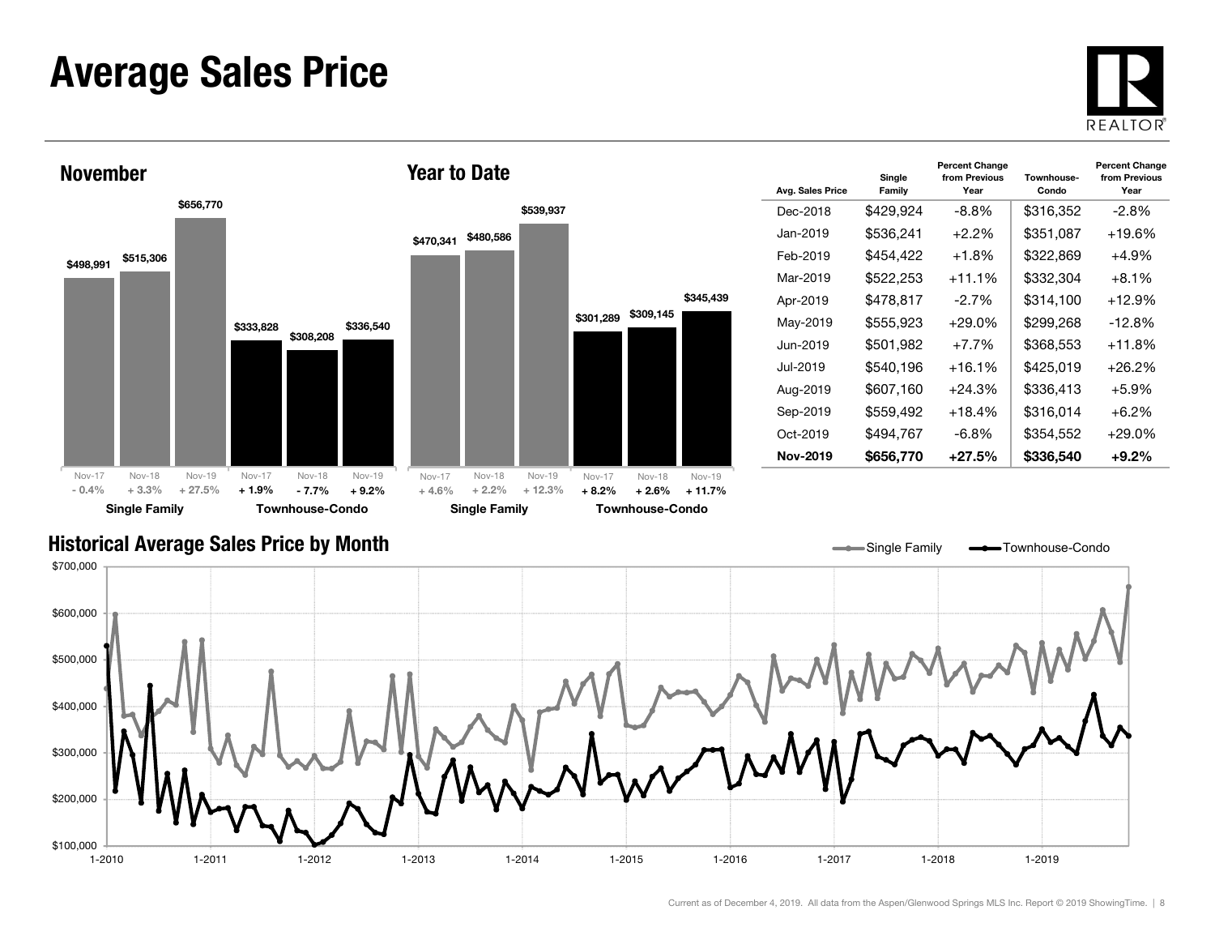# Average Sales Price

## November

| | Single Family | | | Townhouse-Condo | | |
|---|---|---|---|---|---|---|
| | Nov-17 | Nov-18 | Nov-19 | Nov-17 | Nov-18 | Nov-19 |
| Avg. Sales Price | $498,991 | $515,306 | $656,770 | $333,828 | $308,208 | $336,540 |
| Change | - 0.4% | + 3.3% | + 27.5% | + 1.9% | - 7.7% | + 9.2% |

## Year to Date

| | Single Family | | | Townhouse-Condo | | |
|---|---|---|---|---|---|---|
| | Nov-17 | Nov-18 | Nov-19 | Nov-17 | Nov-18 | Nov-19 |
| Avg. Sales Price | $470,341 | $480,586 | $539,937 | $301,289 | $309,145 | $345,439 |
| Change | + 4.6% | + 2.2% | + 12.3% | + 8.2% | + 2.6% | + 11.7% |

| Avg. Sales Price | Single Family | Percent Change from Previous Year | Townhouse-Condo | Percent Change from Previous Year |
|---|---|---|---|---|
| Dec-2018 | $429,924 | -8.8% | $316,352 | -2.8% |
| Jan-2019 | $536,241 | +2.2% | $351,087 | +19.6% |
| Feb-2019 | $454,422 | +1.8% | $322,869 | +4.9% |
| Mar-2019 | $522,253 | +11.1% | $332,304 | +8.1% |
| Apr-2019 | $478,817 | -2.7% | $314,100 | +12.9% |
| May-2019 | $555,923 | +29.0% | $299,268 | -12.8% |
| Jun-2019 | $501,982 | +7.7% | $368,553 | +11.8% |
| Jul-2019 | $540,196 | +16.1% | $425,019 | +26.2% |
| Aug-2019 | $607,160 | +24.3% | $336,413 | +5.9% |
| Sep-2019 | $559,492 | +18.4% | $316,014 | +6.2% |
| Oct-2019 | $494,767 | -6.8% | $354,552 | +29.0% |
| **Nov-2019** | **$656,770** | **+27.5%** | **$336,540** | **+9.2%** |

## Historical Average Sales Price by Month

Single Family — Townhouse-Condo

$700,000 / $600,000 / $500,000 / $400,000 / $300,000 / $200,000 / $100,000

1-2010, 1-2011, 1-2012, 1-2013, 1-2014, 1-2015, 1-2016, 1-2017, 1-2018, 1-2019

Current as of December 4, 2019. All data from the Aspen/Glenwood Springs MLS Inc. Report © 2019 ShowingTime.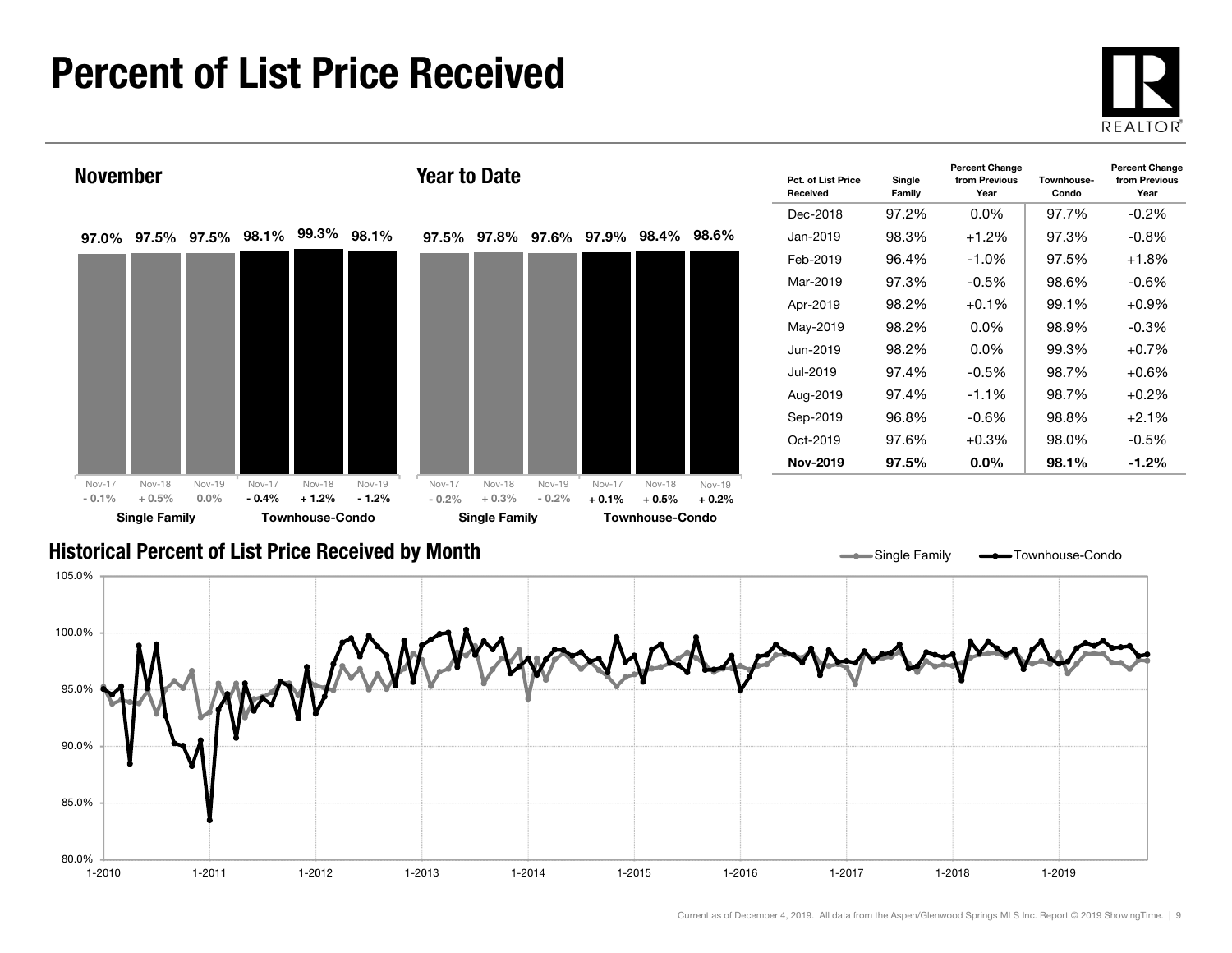# Percent of List Price Received

## November

| | Nov-17 | Nov-18 | Nov-19 |
|---|---|---|---|
| Single Family | 97.0% | 97.5% | 97.5% |
| Percent Change | - 0.1% | + 0.5% | 0.0% |
| Townhouse-Condo | 98.1% | 99.3% | 98.1% |
| Percent Change | - 0.4% | + 1.2% | - 1.2% |

## Year to Date

| | Nov-17 | Nov-18 | Nov-19 |
|---|---|---|---|
| Single Family | 97.5% | 97.8% | 97.6% |
| Percent Change | - 0.2% | + 0.3% | - 0.2% |
| Townhouse-Condo | 97.9% | 98.4% | 98.6% |
| Percent Change | + 0.1% | + 0.5% | + 0.2% |

| Pct. of List Price Received | Single Family | Percent Change from Previous Year | Townhouse-Condo | Percent Change from Previous Year |
|---|---|---|---|---|
| Dec-2018 | 97.2% | 0.0% | 97.7% | -0.2% |
| Jan-2019 | 98.3% | +1.2% | 97.3% | -0.8% |
| Feb-2019 | 96.4% | -1.0% | 97.5% | +1.8% |
| Mar-2019 | 97.3% | -0.5% | 98.6% | -0.6% |
| Apr-2019 | 98.2% | +0.1% | 99.1% | +0.9% |
| May-2019 | 98.2% | 0.0% | 98.9% | -0.3% |
| Jun-2019 | 98.2% | 0.0% | 99.3% | +0.7% |
| Jul-2019 | 97.4% | -0.5% | 98.7% | +0.6% |
| Aug-2019 | 97.4% | -1.1% | 98.7% | +0.2% |
| Sep-2019 | 96.8% | -0.6% | 98.8% | +2.1% |
| Oct-2019 | 97.6% | +0.3% | 98.0% | -0.5% |
| **Nov-2019** | **97.5%** | **0.0%** | **98.1%** | **-1.2%** |

## Historical Percent of List Price Received by Month

Single Family — Townhouse-Condo

Current as of December 4, 2019. All data from the Aspen/Glenwood Springs MLS Inc. Report © 2019 ShowingTime.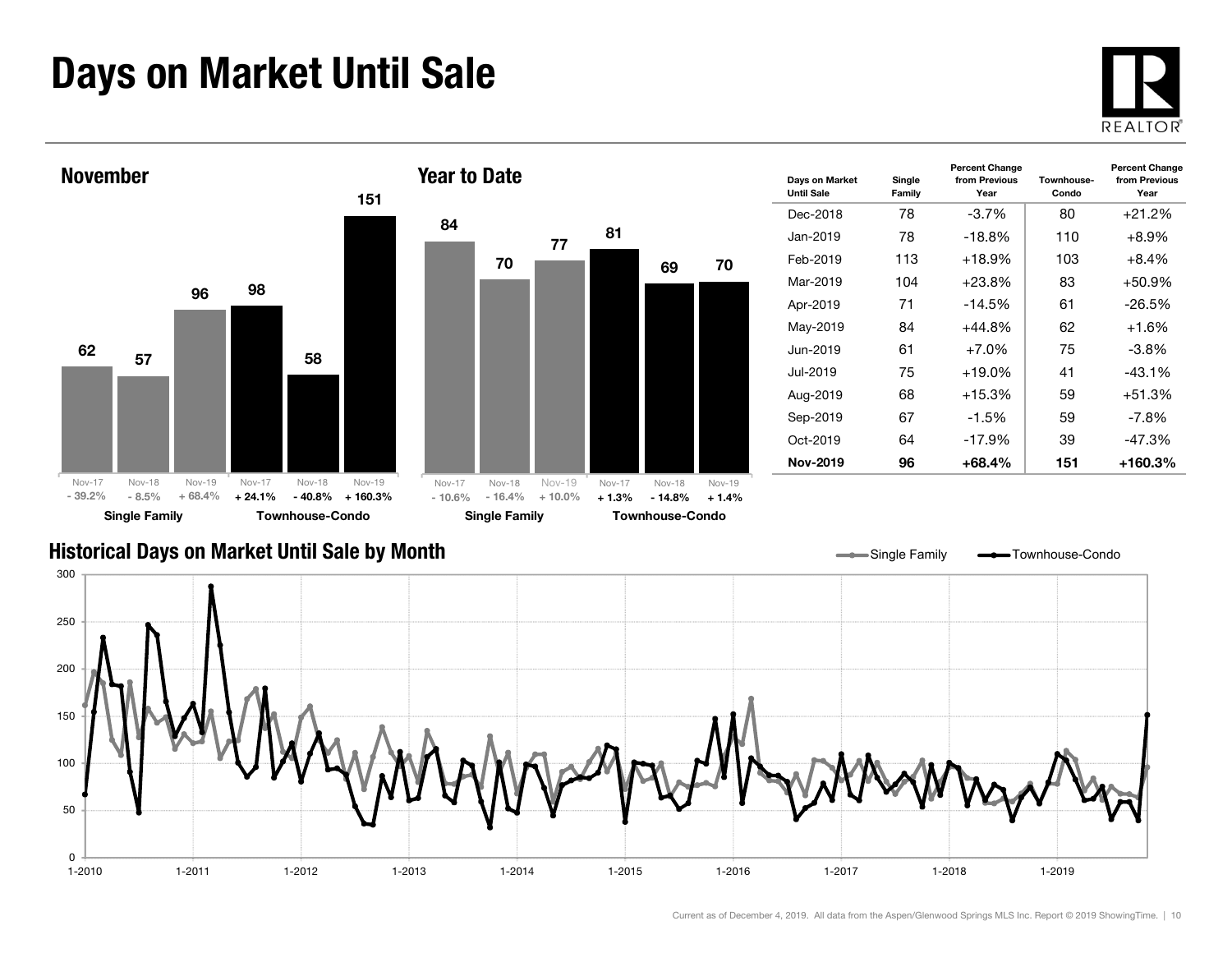# Days on Market Until Sale

## November

| | Nov-17 | Nov-18 | Nov-19 |
|---|---|---|---|
| Single Family | 62 | 57 | 96 |
| Percent Change | - 39.2% | - 8.5% | + 68.4% |
| Townhouse-Condo | 98 | 58 | 151 |
| Percent Change | + 24.1% | - 40.8% | + 160.3% |

## Year to Date

| | Nov-17 | Nov-18 | Nov-19 |
|---|---|---|---|
| Single Family | 84 | 70 | 77 |
| Percent Change | - 10.6% | - 16.4% | + 10.0% |
| Townhouse-Condo | 81 | 69 | 70 |
| Percent Change | + 1.3% | - 14.8% | + 1.4% |

| Days on Market Until Sale | Single Family | Percent Change from Previous Year | Townhouse-Condo | Percent Change from Previous Year |
|---|---|---|---|---|
| Dec-2018 | 78 | -3.7% | 80 | +21.2% |
| Jan-2019 | 78 | -18.8% | 110 | +8.9% |
| Feb-2019 | 113 | +18.9% | 103 | +8.4% |
| Mar-2019 | 104 | +23.8% | 83 | +50.9% |
| Apr-2019 | 71 | -14.5% | 61 | -26.5% |
| May-2019 | 84 | +44.8% | 62 | +1.6% |
| Jun-2019 | 61 | +7.0% | 75 | -3.8% |
| Jul-2019 | 75 | +19.0% | 41 | -43.1% |
| Aug-2019 | 68 | +15.3% | 59 | +51.3% |
| Sep-2019 | 67 | -1.5% | 59 | -7.8% |
| Oct-2019 | 64 | -17.9% | 39 | -47.3% |
| **Nov-2019** | **96** | **+68.4%** | **151** | **+160.3%** |

## Historical Days on Market Until Sale by Month

Current as of December 4, 2019. All data from the Aspen/Glenwood Springs MLS Inc. Report © 2019 ShowingTime.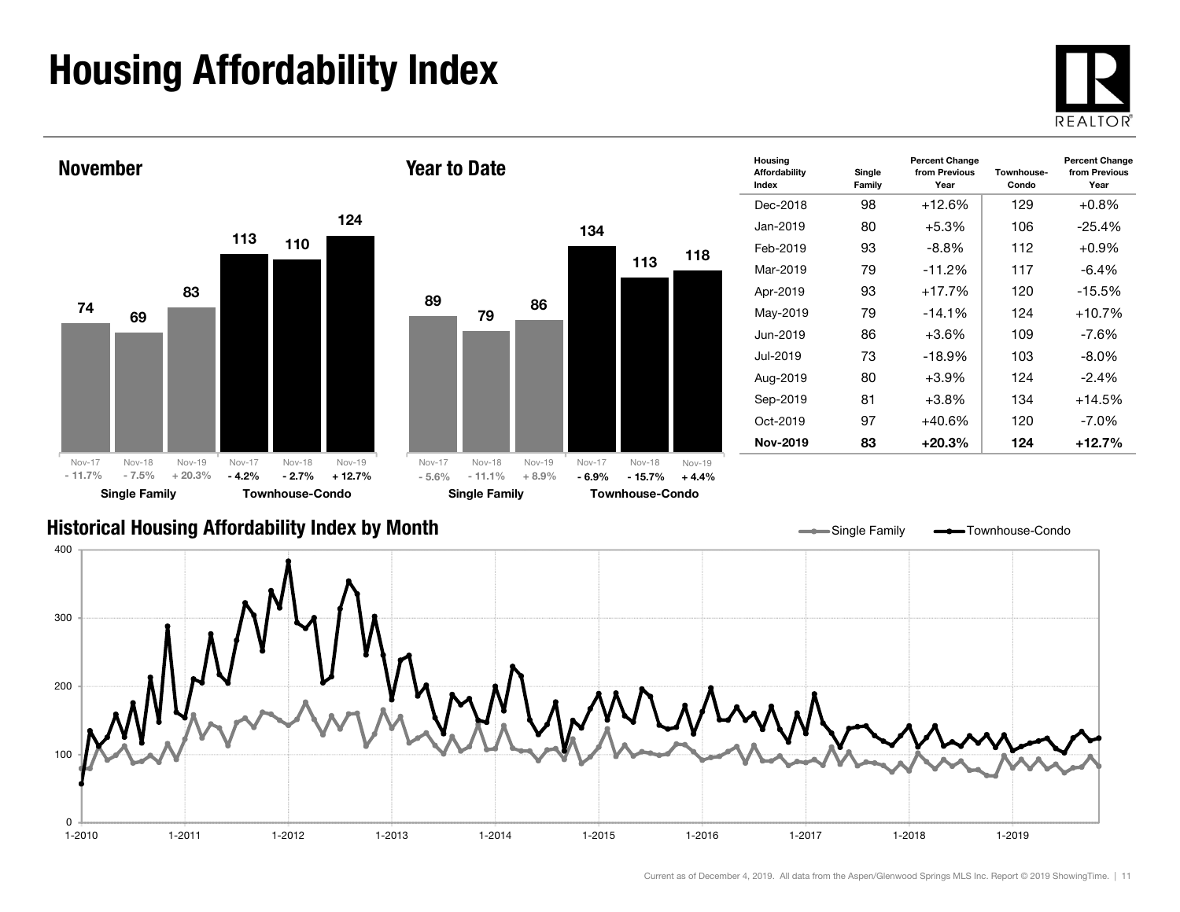# Housing Affordability Index

## November

| | Nov-17 | Nov-18 | Nov-19 |
|---|---|---|---|
| Single Family | 74 | 69 | 83 |
| Percent Change | - 11.7% | - 7.5% | + 20.3% |
| Townhouse-Condo | 113 | 110 | 124 |
| Percent Change | - 4.2% | - 2.7% | + 12.7% |

## Year to Date

| | Nov-17 | Nov-18 | Nov-19 |
|---|---|---|---|
| Single Family | 89 | 79 | 86 |
| Percent Change | - 5.6% | - 11.1% | + 8.9% |
| Townhouse-Condo | 134 | 113 | 118 |
| Percent Change | - 6.9% | - 15.7% | + 4.4% |

| Housing Affordability Index | Single Family | Percent Change from Previous Year | Townhouse-Condo | Percent Change from Previous Year |
|---|---|---|---|---|
| Dec-2018 | 98 | +12.6% | 129 | +0.8% |
| Jan-2019 | 80 | +5.3% | 106 | -25.4% |
| Feb-2019 | 93 | -8.8% | 112 | +0.9% |
| Mar-2019 | 79 | -11.2% | 117 | -6.4% |
| Apr-2019 | 93 | +17.7% | 120 | -15.5% |
| May-2019 | 79 | -14.1% | 124 | +10.7% |
| Jun-2019 | 86 | +3.6% | 109 | -7.6% |
| Jul-2019 | 73 | -18.9% | 103 | -8.0% |
| Aug-2019 | 80 | +3.9% | 124 | -2.4% |
| Sep-2019 | 81 | +3.8% | 134 | +14.5% |
| Oct-2019 | 97 | +40.6% | 120 | -7.0% |
| **Nov-2019** | **83** | **+20.3%** | **124** | **+12.7%** |

## Historical Housing Affordability Index by Month

Current as of December 4, 2019. All data from the Aspen/Glenwood Springs MLS Inc. Report © 2019 ShowingTime.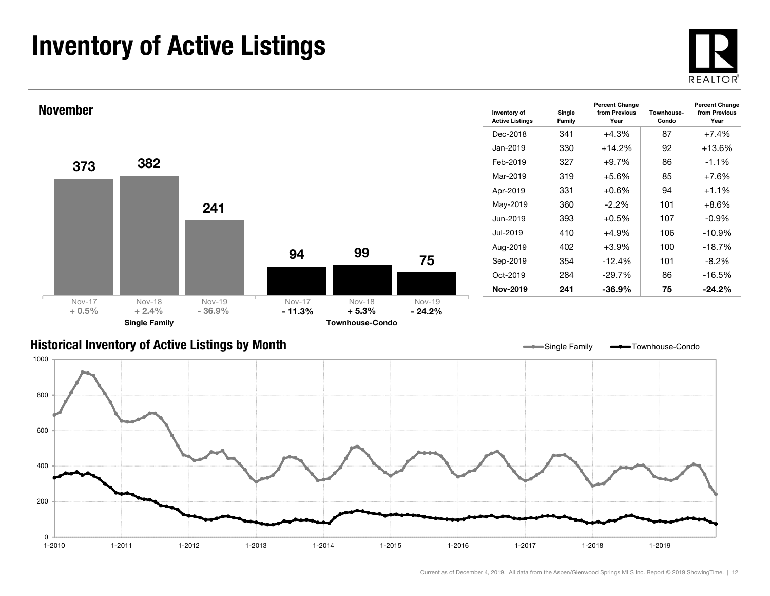# Inventory of Active Listings

## November

| | Nov-17 | Nov-18 | Nov-19 |
|---|---|---|---|
| Single Family | 373 | 382 | 241 |
| Single Family % change | + 0.5% | + 2.4% | - 36.9% |
| Townhouse-Condo | 94 | 99 | 75 |
| Townhouse-Condo % change | - 11.3% | + 5.3% | - 24.2% |

| Inventory of Active Listings | Single Family | Percent Change from Previous Year | Townhouse-Condo | Percent Change from Previous Year |
|---|---|---|---|---|
| Dec-2018 | 341 | +4.3% | 87 | +7.4% |
| Jan-2019 | 330 | +14.2% | 92 | +13.6% |
| Feb-2019 | 327 | +9.7% | 86 | -1.1% |
| Mar-2019 | 319 | +5.6% | 85 | +7.6% |
| Apr-2019 | 331 | +0.6% | 94 | +1.1% |
| May-2019 | 360 | -2.2% | 101 | +8.6% |
| Jun-2019 | 393 | +0.5% | 107 | -0.9% |
| Jul-2019 | 410 | +4.9% | 106 | -10.9% |
| Aug-2019 | 402 | +3.9% | 100 | -18.7% |
| Sep-2019 | 354 | -12.4% | 101 | -8.2% |
| Oct-2019 | 284 | -29.7% | 86 | -16.5% |
| **Nov-2019** | **241** | **-36.9%** | **75** | **-24.2%** |

## Historical Inventory of Active Listings by Month

Current as of December 4, 2019. All data from the Aspen/Glenwood Springs MLS Inc. Report © 2019 ShowingTime.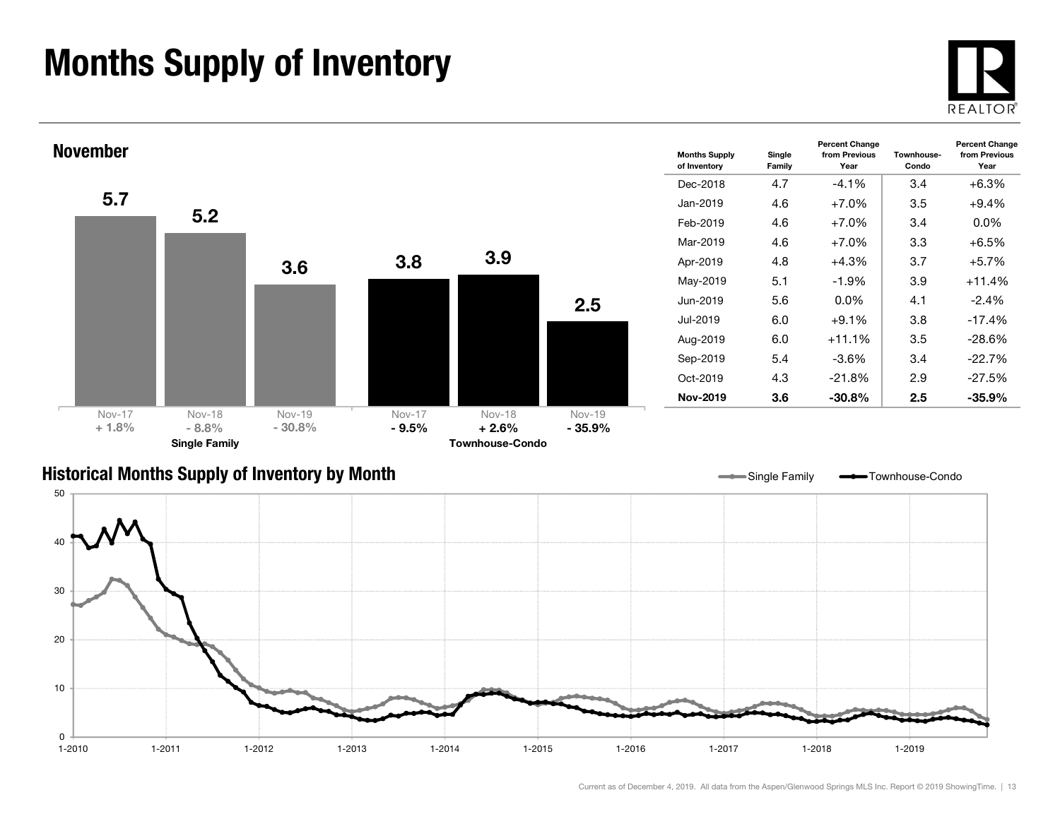# Months Supply of Inventory

## November

| | Nov-17 | Nov-18 | Nov-19 |
|---|---|---|---|
| Single Family | 5.7 | 5.2 | 3.6 |
| Percent Change | + 1.8% | - 8.8% | - 30.8% |
| Townhouse-Condo | 3.8 | 3.9 | 2.5 |
| Percent Change | - 9.5% | + 2.6% | - 35.9% |

| Months Supply of Inventory | Single Family | Percent Change from Previous Year | Townhouse-Condo | Percent Change from Previous Year |
|---|---|---|---|---|
| Dec-2018 | 4.7 | -4.1% | 3.4 | +6.3% |
| Jan-2019 | 4.6 | +7.0% | 3.5 | +9.4% |
| Feb-2019 | 4.6 | +7.0% | 3.4 | 0.0% |
| Mar-2019 | 4.6 | +7.0% | 3.3 | +6.5% |
| Apr-2019 | 4.8 | +4.3% | 3.7 | +5.7% |
| May-2019 | 5.1 | -1.9% | 3.9 | +11.4% |
| Jun-2019 | 5.6 | 0.0% | 4.1 | -2.4% |
| Jul-2019 | 6.0 | +9.1% | 3.8 | -17.4% |
| Aug-2019 | 6.0 | +11.1% | 3.5 | -28.6% |
| Sep-2019 | 5.4 | -3.6% | 3.4 | -22.7% |
| Oct-2019 | 4.3 | -21.8% | 2.9 | -27.5% |
| **Nov-2019** | **3.6** | **-30.8%** | **2.5** | **-35.9%** |

## Historical Months Supply of Inventory by Month

Single Family / Townhouse-Condo

Current as of December 4, 2019. All data from the Aspen/Glenwood Springs MLS Inc. Report © 2019 ShowingTime.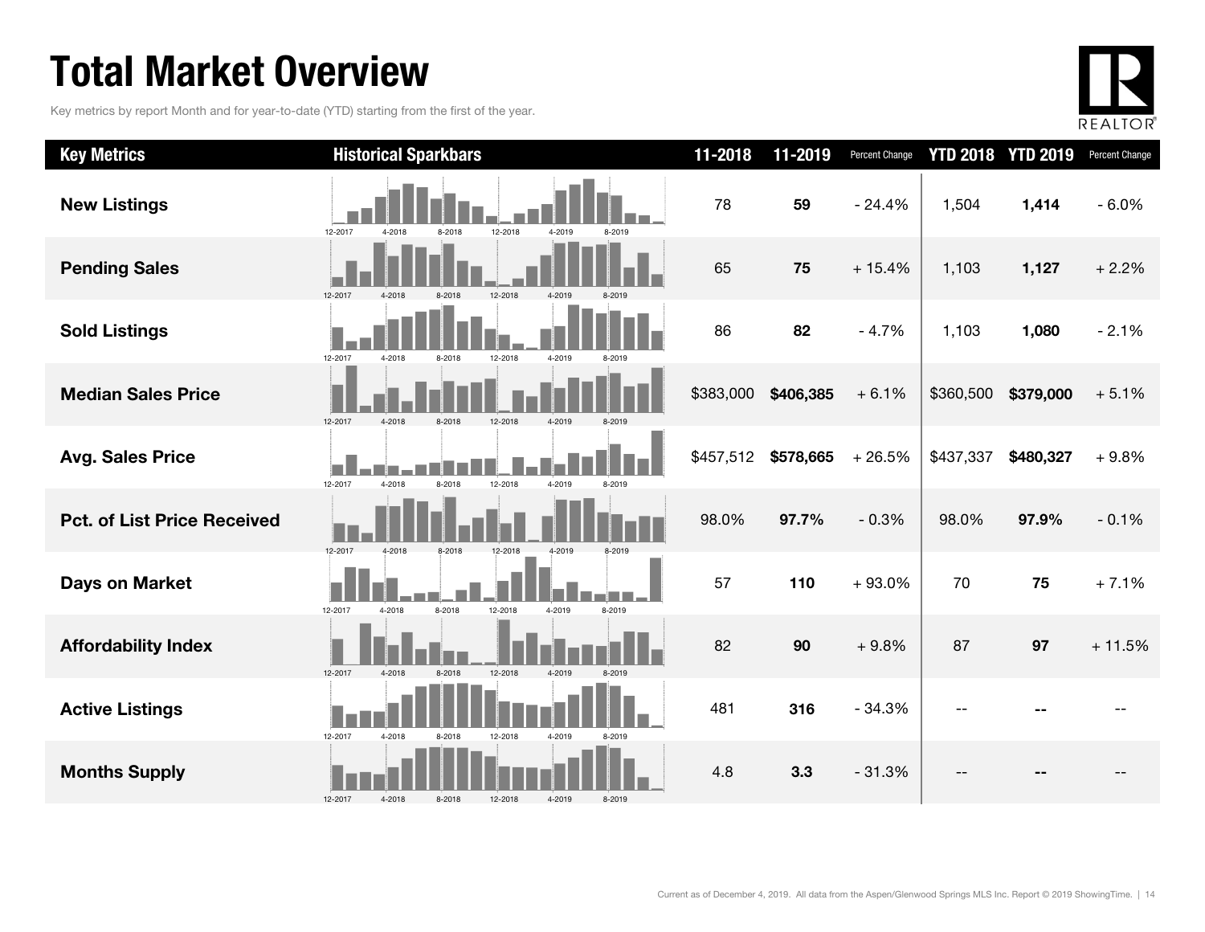# Total Market Overview

Key metrics by report Month and for year-to-date (YTD) starting from the first of the year.

| Key Metrics | Historical Sparkbars | 11-2018 | 11-2019 | Percent Change | YTD 2018 | YTD 2019 | Percent Change |
|---|---|---|---|---|---|---|---|
| New Listings | 12-2017 4-2018 8-2018 12-2018 4-2019 8-2019 | 78 | **59** | - 24.4% | 1,504 | **1,414** | - 6.0% |
| Pending Sales | 12-2017 4-2018 8-2018 12-2018 4-2019 8-2019 | 65 | **75** | + 15.4% | 1,103 | **1,127** | + 2.2% |
| Sold Listings | 12-2017 4-2018 8-2018 12-2018 4-2019 8-2019 | 86 | **82** | - 4.7% | 1,103 | **1,080** | - 2.1% |
| Median Sales Price | 12-2017 4-2018 8-2018 12-2018 4-2019 8-2019 | $383,000 | **$406,385** | + 6.1% | $360,500 | **$379,000** | + 5.1% |
| Avg. Sales Price | 12-2017 4-2018 8-2018 12-2018 4-2019 8-2019 | $457,512 | **$578,665** | + 26.5% | $437,337 | **$480,327** | + 9.8% |
| Pct. of List Price Received | 12-2017 4-2018 8-2018 12-2018 4-2019 8-2019 | 98.0% | **97.7%** | - 0.3% | 98.0% | **97.9%** | - 0.1% |
| Days on Market | 12-2017 4-2018 8-2018 12-2018 4-2019 8-2019 | 57 | **110** | + 93.0% | 70 | **75** | + 7.1% |
| Affordability Index | 12-2017 4-2018 8-2018 12-2018 4-2019 8-2019 | 82 | **90** | + 9.8% | 87 | **97** | + 11.5% |
| Active Listings | 12-2017 4-2018 8-2018 12-2018 4-2019 8-2019 | 481 | **316** | - 34.3% | -- | **--** | -- |
| Months Supply | 12-2017 4-2018 8-2018 12-2018 4-2019 8-2019 | 4.8 | **3.3** | - 31.3% | -- | **--** | -- |

Current as of December 4, 2019. All data from the Aspen/Glenwood Springs MLS Inc. Report © 2019 ShowingTime.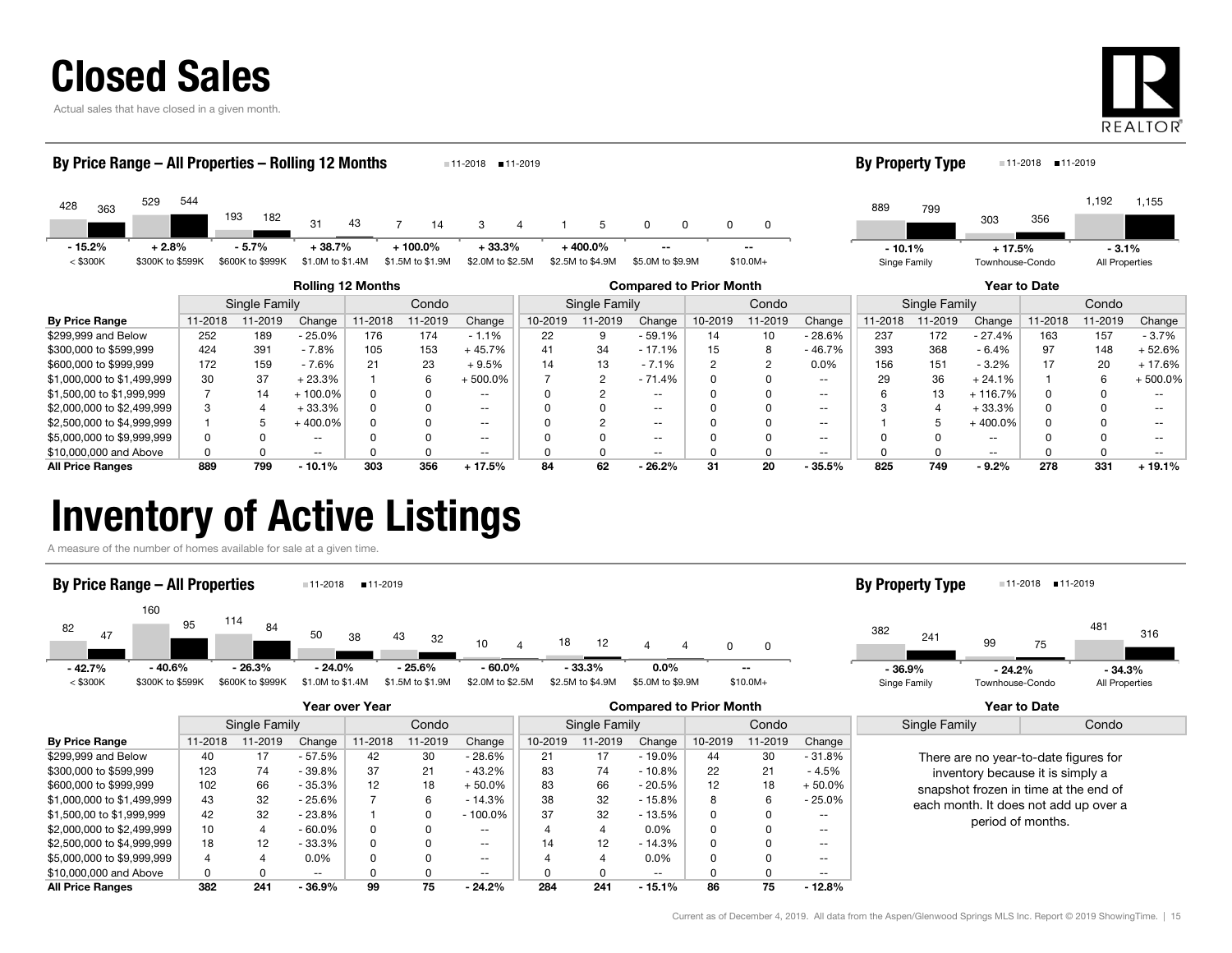# Closed Sales

Actual sales that have closed in a given month.

### By Price Range – All Properties – Rolling 12 Months

| Price Range | 11-2018 | 11-2019 | Change |
|---|---|---|---|
| < $300K | 428 | 363 | - 15.2% |
| $300K to $599K | 529 | 544 | + 2.8% |
| $600K to $999K | 193 | 182 | - 5.7% |
| $1.0M to $1.4M | 31 | 43 | + 38.7% |
| $1.5M to $1.9M | 7 | 14 | + 100.0% |
| $2.0M to $2.5M | 3 | 4 | + 33.3% |
| $2.5M to $4.9M | 1 | 5 | + 400.0% |
| $5.0M to $9.9M | 0 | 0 | -- |
| $10.0M+ | 0 | 0 | -- |

### By Property Type

| Property Type | 11-2018 | 11-2019 | Change |
|---|---|---|---|
| Singe Family | 889 | 799 | - 10.1% |
| Townhouse-Condo | 303 | 356 | + 17.5% |
| All Properties | 1,192 | 1,155 | - 3.1% |

| | Rolling 12 Months | | | | | | Compared to Prior Month | | | | | | Year to Date | | | | | |
|---|---|---|---|---|---|---|---|---|---|---|---|---|---|---|---|---|---|---|
| | Single Family | | | Condo | | | Single Family | | | Condo | | | Single Family | | | Condo | | |
| By Price Range | 11-2018 | 11-2019 | Change | 11-2018 | 11-2019 | Change | 10-2019 | 11-2019 | Change | 10-2019 | 11-2019 | Change | 11-2018 | 11-2019 | Change | 11-2018 | 11-2019 | Change |
| $299,999 and Below | 252 | 189 | - 25.0% | 176 | 174 | - 1.1% | 22 | 9 | - 59.1% | 14 | 10 | - 28.6% | 237 | 172 | - 27.4% | 163 | 157 | - 3.7% |
| $300,000 to $599,999 | 424 | 391 | - 7.8% | 105 | 153 | + 45.7% | 41 | 34 | - 17.1% | 15 | 8 | - 46.7% | 393 | 368 | - 6.4% | 97 | 148 | + 52.6% |
| $600,000 to $999,999 | 172 | 159 | - 7.6% | 21 | 23 | + 9.5% | 14 | 13 | - 7.1% | 2 | 2 | 0.0% | 156 | 151 | - 3.2% | 17 | 20 | + 17.6% |
| $1,000,000 to $1,499,999 | 30 | 37 | + 23.3% | 1 | 6 | + 500.0% | 7 | 2 | - 71.4% | 0 | 0 | -- | 29 | 36 | + 24.1% | 1 | 6 | + 500.0% |
| $1,500,00 to $1,999,999 | 7 | 14 | + 100.0% | 0 | 0 | -- | 0 | 2 | -- | 0 | 0 | -- | 6 | 13 | + 116.7% | 0 | 0 | -- |
| $2,000,000 to $2,499,999 | 3 | 4 | + 33.3% | 0 | 0 | -- | 0 | 0 | -- | 0 | 0 | -- | 3 | 4 | + 33.3% | 0 | 0 | -- |
| $2,500,000 to $4,999,999 | 1 | 5 | + 400.0% | 0 | 0 | -- | 0 | 2 | -- | 0 | 0 | -- | 1 | 5 | + 400.0% | 0 | 0 | -- |
| $5,000,000 to $9,999,999 | 0 | 0 | -- | 0 | 0 | -- | 0 | 0 | -- | 0 | 0 | -- | 0 | 0 | -- | 0 | 0 | -- |
| $10,000,000 and Above | 0 | 0 | -- | 0 | 0 | -- | 0 | 0 | -- | 0 | 0 | -- | 0 | 0 | -- | 0 | 0 | -- |
| **All Price Ranges** | **889** | **799** | **- 10.1%** | **303** | **356** | **+ 17.5%** | **84** | **62** | **- 26.2%** | **31** | **20** | **- 35.5%** | **825** | **749** | **- 9.2%** | **278** | **331** | **+ 19.1%** |

# Inventory of Active Listings

A measure of the number of homes available for sale at a given time.

### By Price Range – All Properties

| Price Range | 11-2018 | 11-2019 | Change |
|---|---|---|---|
| < $300K | 82 | 47 | - 42.7% |
| $300K to $599K | 160 | 95 | - 40.6% |
| $600K to $999K | 114 | 84 | - 26.3% |
| $1.0M to $1.4M | 50 | 38 | - 24.0% |
| $1.5M to $1.9M | 43 | 32 | - 25.6% |
| $2.0M to $2.5M | 10 | 4 | - 60.0% |
| $2.5M to $4.9M | 18 | 12 | - 33.3% |
| $5.0M to $9.9M | 4 | 4 | 0.0% |
| $10.0M+ | 0 | 0 | -- |

### By Property Type

| Property Type | 11-2018 | 11-2019 | Change |
|---|---|---|---|
| Single Family | 382 | 241 | - 36.9% |
| Townhouse-Condo | 99 | 75 | - 24.2% |
| All Properties | 481 | 316 | - 34.3% |

| | Year over Year | | | | | | Compared to Prior Month | | | | | |
|---|---|---|---|---|---|---|---|---|---|---|---|---|
| | Single Family | | | Condo | | | Single Family | | | Condo | | |
| By Price Range | 11-2018 | 11-2019 | Change | 11-2018 | 11-2019 | Change | 10-2019 | 11-2019 | Change | 10-2019 | 11-2019 | Change |
| $299,999 and Below | 40 | 17 | - 57.5% | 42 | 30 | - 28.6% | 21 | 17 | - 19.0% | 44 | 30 | - 31.8% |
| $300,000 to $599,999 | 123 | 74 | - 39.8% | 37 | 21 | - 43.2% | 83 | 74 | - 10.8% | 22 | 21 | - 4.5% |
| $600,000 to $999,999 | 102 | 66 | - 35.3% | 12 | 18 | + 50.0% | 83 | 66 | - 20.5% | 12 | 18 | + 50.0% |
| $1,000,000 to $1,499,999 | 43 | 32 | - 25.6% | 7 | 6 | - 14.3% | 38 | 32 | - 15.8% | 8 | 6 | - 25.0% |
| $1,500,00 to $1,999,999 | 42 | 32 | - 23.8% | 1 | 0 | - 100.0% | 37 | 32 | - 13.5% | 0 | 0 | -- |
| $2,000,000 to $2,499,999 | 10 | 4 | - 60.0% | 0 | 0 | -- | 4 | 4 | 0.0% | 0 | 0 | -- |
| $2,500,000 to $4,999,999 | 18 | 12 | - 33.3% | 0 | 0 | -- | 14 | 12 | - 14.3% | 0 | 0 | -- |
| $5,000,000 to $9,999,999 | 4 | 4 | 0.0% | 0 | 0 | -- | 4 | 4 | 0.0% | 0 | 0 | -- |
| $10,000,000 and Above | 0 | 0 | -- | 0 | 0 | -- | 0 | 0 | -- | 0 | 0 | -- |
| **All Price Ranges** | **382** | **241** | **- 36.9%** | **99** | **75** | **- 24.2%** | **284** | **241** | **- 15.1%** | **86** | **75** | **- 12.8%** |

**Year to Date** (Single Family / Condo)

There are no year-to-date figures for inventory because it is simply a snapshot frozen in time at the end of each month. It does not add up over a period of months.

Current as of December 4, 2019. All data from the Aspen/Glenwood Springs MLS Inc. Report © 2019 ShowingTime.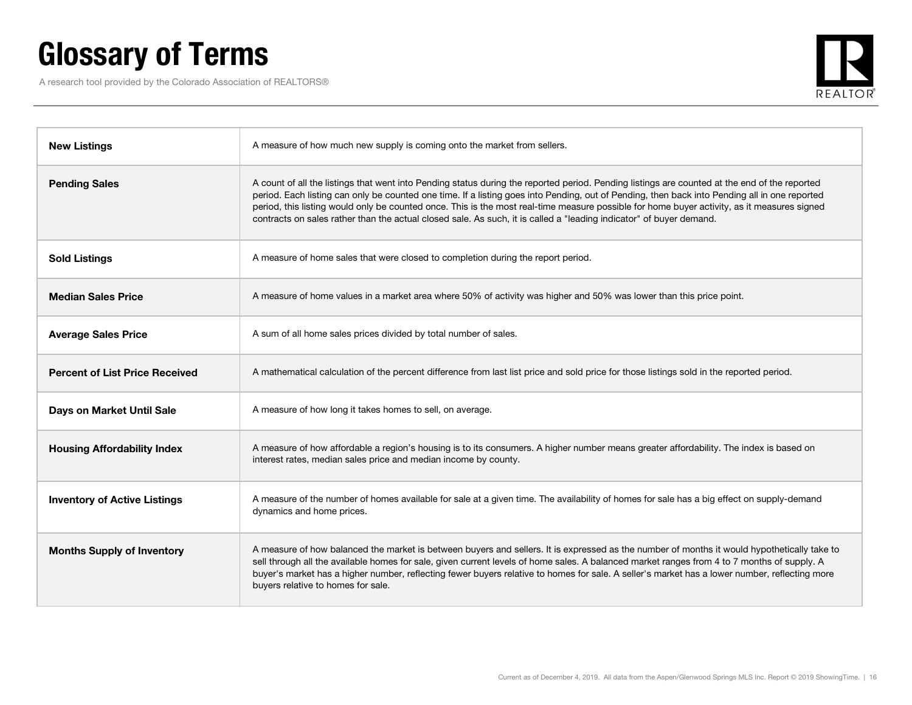# Glossary of Terms

A research tool provided by the Colorado Association of REALTORS®

| | |
|---|---|
| **New Listings** | A measure of how much new supply is coming onto the market from sellers. |
| **Pending Sales** | A count of all the listings that went into Pending status during the reported period. Pending listings are counted at the end of the reported period. Each listing can only be counted one time. If a listing goes into Pending, out of Pending, then back into Pending all in one reported period, this listing would only be counted once. This is the most real-time measure possible for home buyer activity, as it measures signed contracts on sales rather than the actual closed sale. As such, it is called a "leading indicator" of buyer demand. |
| **Sold Listings** | A measure of home sales that were closed to completion during the report period. |
| **Median Sales Price** | A measure of home values in a market area where 50% of activity was higher and 50% was lower than this price point. |
| **Average Sales Price** | A sum of all home sales prices divided by total number of sales. |
| **Percent of List Price Received** | A mathematical calculation of the percent difference from last list price and sold price for those listings sold in the reported period. |
| **Days on Market Until Sale** | A measure of how long it takes homes to sell, on average. |
| **Housing Affordability Index** | A measure of how affordable a region's housing is to its consumers. A higher number means greater affordability. The index is based on interest rates, median sales price and median income by county. |
| **Inventory of Active Listings** | A measure of the number of homes available for sale at a given time. The availability of homes for sale has a big effect on supply-demand dynamics and home prices. |
| **Months Supply of Inventory** | A measure of how balanced the market is between buyers and sellers. It is expressed as the number of months it would hypothetically take to sell through all the available homes for sale, given current levels of home sales. A balanced market ranges from 4 to 7 months of supply. A buyer's market has a higher number, reflecting fewer buyers relative to homes for sale. A seller's market has a lower number, reflecting more buyers relative to homes for sale. |

Current as of December 4, 2019. All data from the Aspen/Glenwood Springs MLS Inc. Report © 2019 ShowingTime.